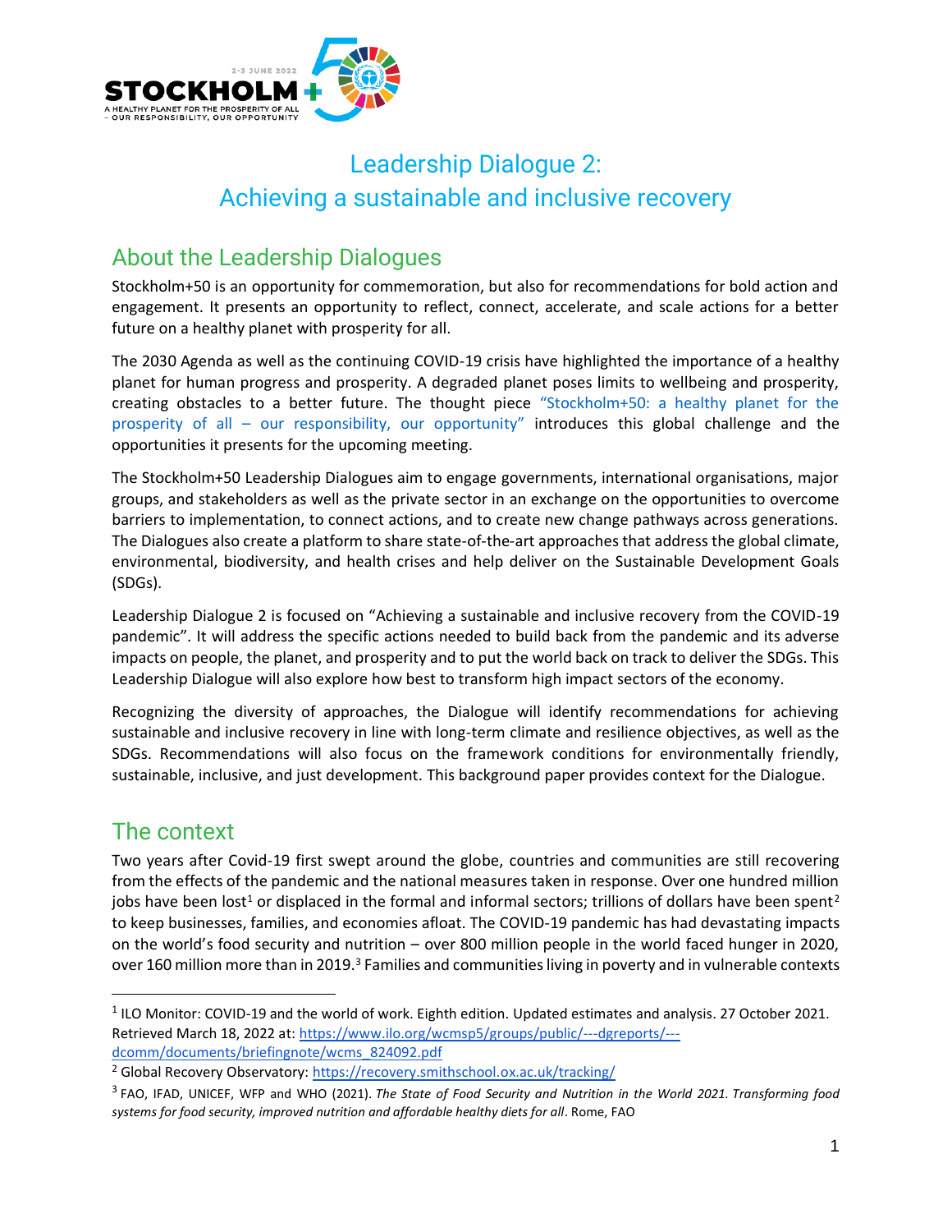# Leadership Dialogue 2: Achieving a sustainable and inclusive recovery

## About the Leadership Dialogues

Stockholm+50 is an opportunity for commemoration, but also for recommendations for bold action and engagement. It presents an opportunity to reflect, connect, accelerate, and scale actions for a better future on a healthy planet with prosperity for all.

The 2030 Agenda as well as the continuing COVID-19 crisis have highlighted the importance of a healthy planet for human progress and prosperity. A degraded planet poses limits to wellbeing and prosperity, creating obstacles to a better future. The thought piece "Stockholm+50: a healthy planet for the prosperity of all – our responsibility, our opportunity" introduces this global challenge and the opportunities it presents for the upcoming meeting.

The Stockholm+50 Leadership Dialogues aim to engage governments, international organisations, major groups, and stakeholders as well as the private sector in an exchange on the opportunities to overcome barriers to implementation, to connect actions, and to create new change pathways across generations. The Dialogues also create a platform to share state-of-the-art approaches that address the global climate, environmental, biodiversity, and health crises and help deliver on the Sustainable Development Goals (SDGs).

Leadership Dialogue 2 is focused on "Achieving a sustainable and inclusive recovery from the COVID-19 pandemic". It will address the specific actions needed to build back from the pandemic and its adverse impacts on people, the planet, and prosperity and to put the world back on track to deliver the SDGs. This Leadership Dialogue will also explore how best to transform high impact sectors of the economy.

Recognizing the diversity of approaches, the Dialogue will identify recommendations for achieving sustainable and inclusive recovery in line with long-term climate and resilience objectives, as well as the SDGs. Recommendations will also focus on the framework conditions for environmentally friendly, sustainable, inclusive, and just development. This background paper provides context for the Dialogue.

## The context

Two years after Covid-19 first swept around the globe, countries and communities are still recovering from the effects of the pandemic and the national measures taken in response. Over one hundred million jobs have been lost[1] or displaced in the formal and informal sectors; trillions of dollars have been spent[2] to keep businesses, families, and economies afloat. The COVID-19 pandemic has had devastating impacts on the world's food security and nutrition – over 800 million people in the world faced hunger in 2020, over 160 million more than in 2019.[3] Families and communities living in poverty and in vulnerable contexts

---

[1] ILO Monitor: COVID-19 and the world of work. Eighth edition. Updated estimates and analysis. 27 October 2021. Retrieved March 18, 2022 at: https://www.ilo.org/wcmsp5/groups/public/---dgreports/---dcomm/documents/briefingnote/wcms_824092.pdf

[2] Global Recovery Observatory: https://recovery.smithschool.ox.ac.uk/tracking/

[3] FAO, IFAD, UNICEF, WFP and WHO (2021). *The State of Food Security and Nutrition in the World 2021. Transforming food systems for food security, improved nutrition and affordable healthy diets for all*. Rome, FAO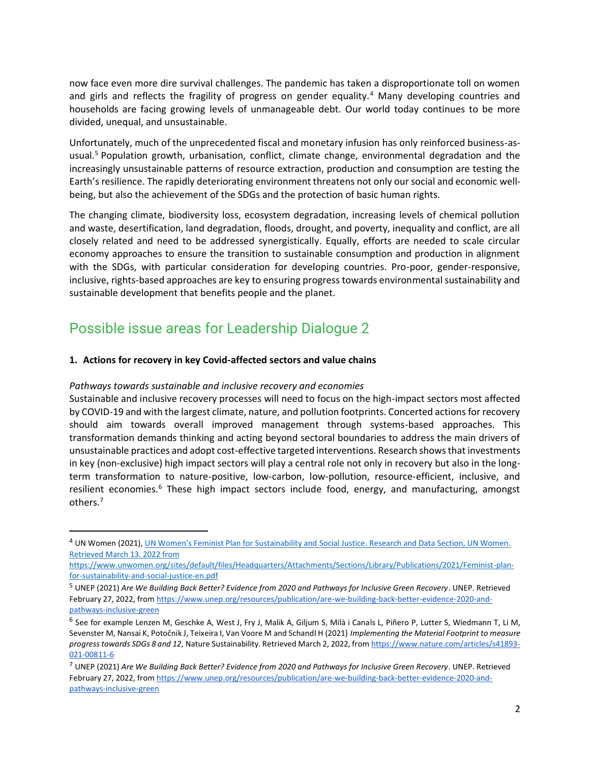now face even more dire survival challenges. The pandemic has taken a disproportionate toll on women and girls and reflects the fragility of progress on gender equality.[4] Many developing countries and households are facing growing levels of unmanageable debt. Our world today continues to be more divided, unequal, and unsustainable.

Unfortunately, much of the unprecedented fiscal and monetary infusion has only reinforced business-as-usual.[5] Population growth, urbanisation, conflict, climate change, environmental degradation and the increasingly unsustainable patterns of resource extraction, production and consumption are testing the Earth's resilience. The rapidly deteriorating environment threatens not only our social and economic well-being, but also the achievement of the SDGs and the protection of basic human rights.

The changing climate, biodiversity loss, ecosystem degradation, increasing levels of chemical pollution and waste, desertification, land degradation, floods, drought, and poverty, inequality and conflict, are all closely related and need to be addressed synergistically. Equally, efforts are needed to scale circular economy approaches to ensure the transition to sustainable consumption and production in alignment with the SDGs, with particular consideration for developing countries. Pro-poor, gender-responsive, inclusive, rights-based approaches are key to ensuring progress towards environmental sustainability and sustainable development that benefits people and the planet.

## Possible issue areas for Leadership Dialogue 2

**1. Actions for recovery in key Covid-affected sectors and value chains**

*Pathways towards sustainable and inclusive recovery and economies*
Sustainable and inclusive recovery processes will need to focus on the high-impact sectors most affected by COVID-19 and with the largest climate, nature, and pollution footprints. Concerted actions for recovery should aim towards overall improved management through systems-based approaches. This transformation demands thinking and acting beyond sectoral boundaries to address the main drivers of unsustainable practices and adopt cost-effective targeted interventions. Research shows that investments in key (non-exclusive) high impact sectors will play a central role not only in recovery but also in the long-term transformation to nature-positive, low-carbon, low-pollution, resource-efficient, inclusive, and resilient economies.[6] These high impact sectors include food, energy, and manufacturing, amongst others.[7]

---

[4] UN Women (2021), [UN Women's Feminist Plan for Sustainability and Social Justice. Research and Data Section, UN Women. Retrieved March 13. 2022 from https://www.unwomen.org/sites/default/files/Headquarters/Attachments/Sections/Library/Publications/2021/Feminist-plan-for-sustainability-and-social-justice-en.pdf](https://www.unwomen.org/sites/default/files/Headquarters/Attachments/Sections/Library/Publications/2021/Feminist-plan-for-sustainability-and-social-justice-en.pdf)

[5] UNEP (2021) *Are We Building Back Better? Evidence from 2020 and Pathways for Inclusive Green Recovery*. UNEP. Retrieved February 27, 2022, from https://www.unep.org/resources/publication/are-we-building-back-better-evidence-2020-and-pathways-inclusive-green

[6] See for example Lenzen M, Geschke A, West J, Fry J, Malik A, Giljum S, Milà i Canals L, Piñero P, Lutter S, Wiedmann T, Li M, Sevenster M, Nansai K, Potočnik J, Teixeira I, Van Voore M and Schandl H (2021) *Implementing the Material Footprint to measure progress towards SDGs 8 and 12*, Nature Sustainability. Retrieved March 2, 2022, from https://www.nature.com/articles/s41893-021-00811-6

[7] UNEP (2021) *Are We Building Back Better? Evidence from 2020 and Pathways for Inclusive Green Recovery*. UNEP. Retrieved February 27, 2022, from https://www.unep.org/resources/publication/are-we-building-back-better-evidence-2020-and-pathways-inclusive-green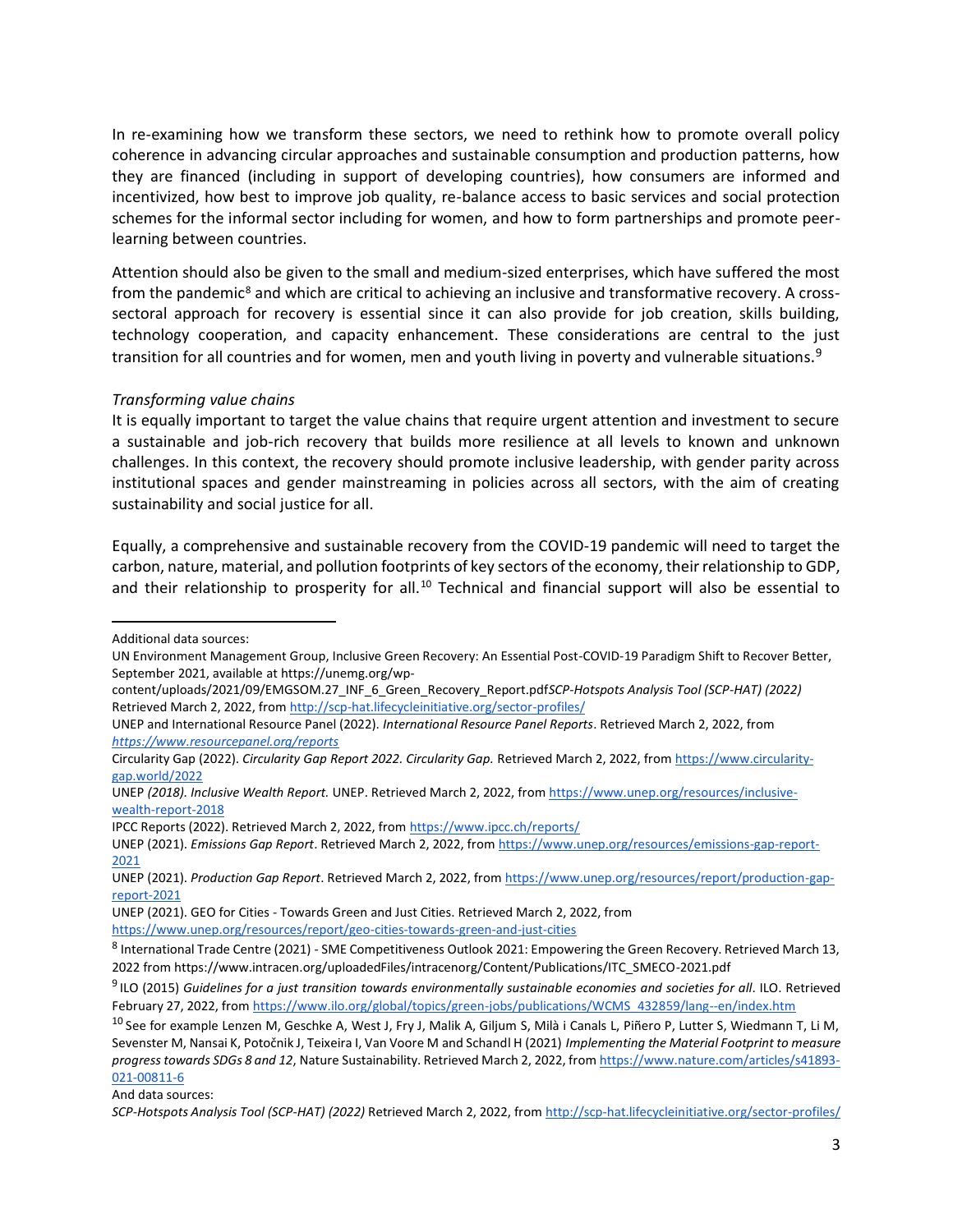In re-examining how we transform these sectors, we need to rethink how to promote overall policy coherence in advancing circular approaches and sustainable consumption and production patterns, how they are financed (including in support of developing countries), how consumers are informed and incentivized, how best to improve job quality, re-balance access to basic services and social protection schemes for the informal sector including for women, and how to form partnerships and promote peer-learning between countries.

Attention should also be given to the small and medium-sized enterprises, which have suffered the most from the pandemic[8] and which are critical to achieving an inclusive and transformative recovery. A cross-sectoral approach for recovery is essential since it can also provide for job creation, skills building, technology cooperation, and capacity enhancement. These considerations are central to the just transition for all countries and for women, men and youth living in poverty and vulnerable situations.[9]

*Transforming value chains*

It is equally important to target the value chains that require urgent attention and investment to secure a sustainable and job-rich recovery that builds more resilience at all levels to known and unknown challenges. In this context, the recovery should promote inclusive leadership, with gender parity across institutional spaces and gender mainstreaming in policies across all sectors, with the aim of creating sustainability and social justice for all.

Equally, a comprehensive and sustainable recovery from the COVID-19 pandemic will need to target the carbon, nature, material, and pollution footprints of key sectors of the economy, their relationship to GDP, and their relationship to prosperity for all.[10] Technical and financial support will also be essential to

---

Additional data sources:

UN Environment Management Group, Inclusive Green Recovery: An Essential Post-COVID-19 Paradigm Shift to Recover Better, September 2021, available at https://unemg.org/wp-content/uploads/2021/09/EMGSOM.27_INF_6_Green_Recovery_Report.pdf*SCP-Hotspots Analysis Tool (SCP-HAT) (2022)* Retrieved March 2, 2022, from http://scp-hat.lifecycleinitiative.org/sector-profiles/

UNEP and International Resource Panel (2022). *International Resource Panel Reports*. Retrieved March 2, 2022, from *https://www.resourcepanel.org/reports*

Circularity Gap (2022). *Circularity Gap Report 2022. Circularity Gap.* Retrieved March 2, 2022, from https://www.circularity-gap.world/2022

UNEP *(2018). Inclusive Wealth Report.* UNEP. Retrieved March 2, 2022, from https://www.unep.org/resources/inclusive-wealth-report-2018

IPCC Reports (2022). Retrieved March 2, 2022, from https://www.ipcc.ch/reports/

UNEP (2021). *Emissions Gap Report*. Retrieved March 2, 2022, from https://www.unep.org/resources/emissions-gap-report-2021

UNEP (2021). *Production Gap Report*. Retrieved March 2, 2022, from https://www.unep.org/resources/report/production-gap-report-2021

UNEP (2021). GEO for Cities - Towards Green and Just Cities. Retrieved March 2, 2022, from https://www.unep.org/resources/report/geo-cities-towards-green-and-just-cities

[8] International Trade Centre (2021) - SME Competitiveness Outlook 2021: Empowering the Green Recovery. Retrieved March 13, 2022 from https://www.intracen.org/uploadedFiles/intracenorg/Content/Publications/ITC_SMECO-2021.pdf

[9] ILO (2015) *Guidelines for a just transition towards environmentally sustainable economies and societies for all*. ILO. Retrieved February 27, 2022, from https://www.ilo.org/global/topics/green-jobs/publications/WCMS_432859/lang--en/index.htm

[10] See for example Lenzen M, Geschke A, West J, Fry J, Malik A, Giljum S, Milà i Canals L, Piñero P, Lutter S, Wiedmann T, Li M, Sevenster M, Nansai K, Potočnik J, Teixeira I, Van Voore M and Schandl H (2021) *Implementing the Material Footprint to measure progress towards SDGs 8 and 12*, Nature Sustainability. Retrieved March 2, 2022, from https://www.nature.com/articles/s41893-021-00811-6

And data sources:

*SCP-Hotspots Analysis Tool (SCP-HAT) (2022)* Retrieved March 2, 2022, from http://scp-hat.lifecycleinitiative.org/sector-profiles/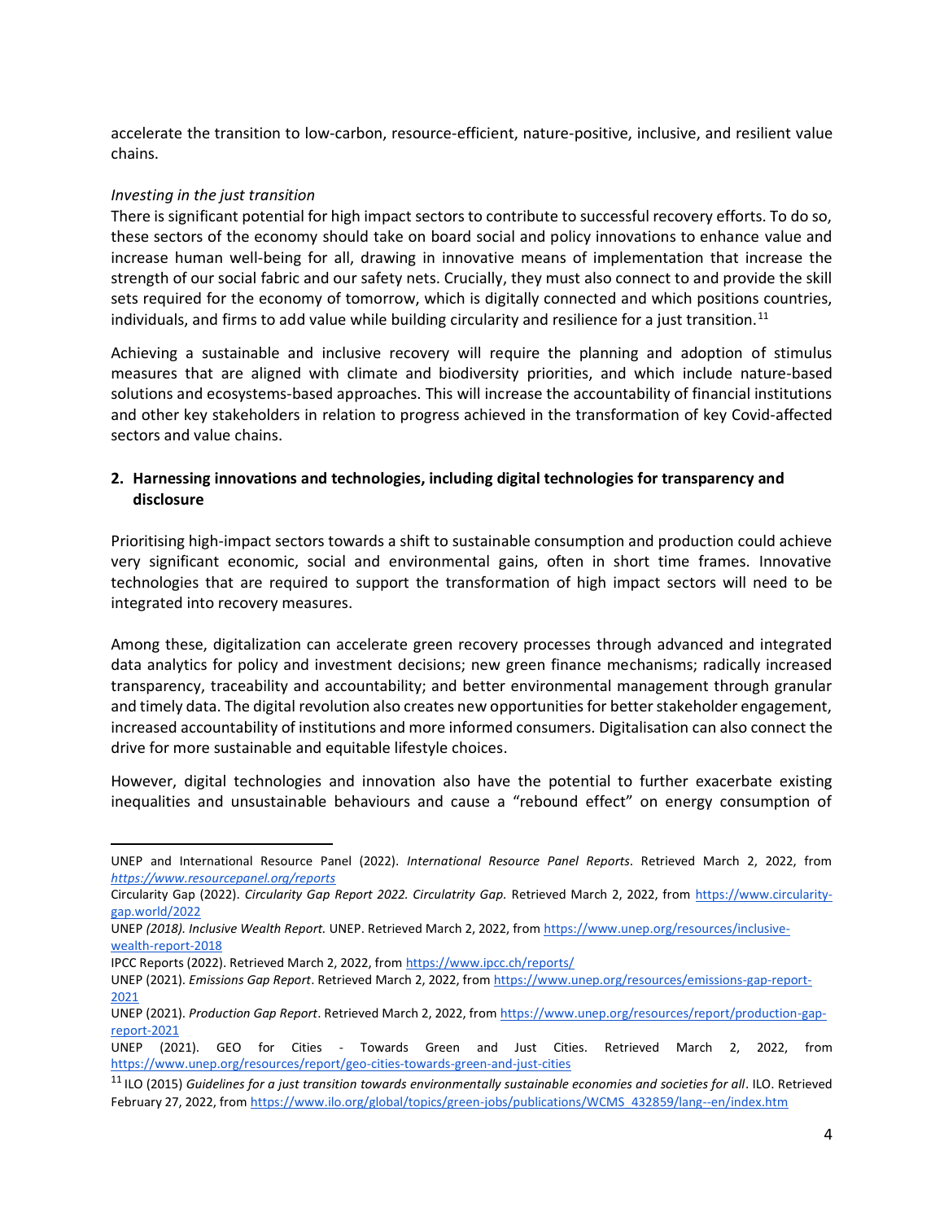accelerate the transition to low-carbon, resource-efficient, nature-positive, inclusive, and resilient value chains.

*Investing in the just transition*

There is significant potential for high impact sectors to contribute to successful recovery efforts. To do so, these sectors of the economy should take on board social and policy innovations to enhance value and increase human well-being for all, drawing in innovative means of implementation that increase the strength of our social fabric and our safety nets. Crucially, they must also connect to and provide the skill sets required for the economy of tomorrow, which is digitally connected and which positions countries, individuals, and firms to add value while building circularity and resilience for a just transition.[11]

Achieving a sustainable and inclusive recovery will require the planning and adoption of stimulus measures that are aligned with climate and biodiversity priorities, and which include nature-based solutions and ecosystems-based approaches. This will increase the accountability of financial institutions and other key stakeholders in relation to progress achieved in the transformation of key Covid-affected sectors and value chains.

**2. Harnessing innovations and technologies, including digital technologies for transparency and disclosure**

Prioritising high-impact sectors towards a shift to sustainable consumption and production could achieve very significant economic, social and environmental gains, often in short time frames. Innovative technologies that are required to support the transformation of high impact sectors will need to be integrated into recovery measures.

Among these, digitalization can accelerate green recovery processes through advanced and integrated data analytics for policy and investment decisions; new green finance mechanisms; radically increased transparency, traceability and accountability; and better environmental management through granular and timely data. The digital revolution also creates new opportunities for better stakeholder engagement, increased accountability of institutions and more informed consumers. Digitalisation can also connect the drive for more sustainable and equitable lifestyle choices.

However, digital technologies and innovation also have the potential to further exacerbate existing inequalities and unsustainable behaviours and cause a "rebound effect" on energy consumption of

---

UNEP and International Resource Panel (2022). *International Resource Panel Reports*. Retrieved March 2, 2022, from *https://www.resourcepanel.org/reports*

Circularity Gap (2022). *Circularity Gap Report 2022. Circulatrity Gap.* Retrieved March 2, 2022, from https://www.circularity-gap.world/2022

UNEP *(2018). Inclusive Wealth Report.* UNEP. Retrieved March 2, 2022, from https://www.unep.org/resources/inclusive-wealth-report-2018

IPCC Reports (2022). Retrieved March 2, 2022, from https://www.ipcc.ch/reports/

UNEP (2021). *Emissions Gap Report*. Retrieved March 2, 2022, from https://www.unep.org/resources/emissions-gap-report-2021

UNEP (2021). *Production Gap Report*. Retrieved March 2, 2022, from https://www.unep.org/resources/report/production-gap-report-2021

UNEP (2021). GEO for Cities - Towards Green and Just Cities. Retrieved March 2, 2022, from https://www.unep.org/resources/report/geo-cities-towards-green-and-just-cities

[11] ILO (2015) *Guidelines for a just transition towards environmentally sustainable economies and societies for all*. ILO. Retrieved February 27, 2022, from https://www.ilo.org/global/topics/green-jobs/publications/WCMS_432859/lang--en/index.htm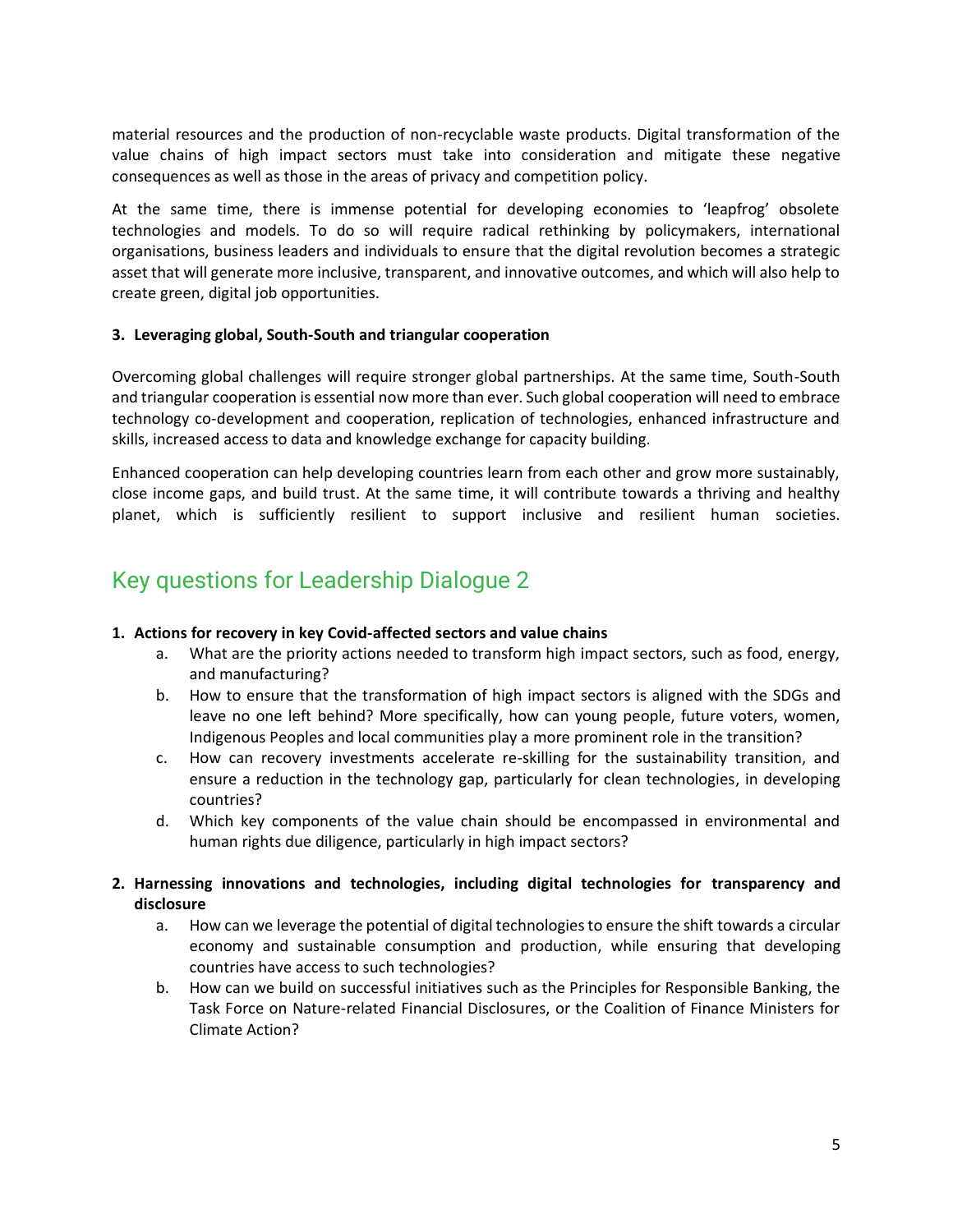material resources and the production of non-recyclable waste products. Digital transformation of the value chains of high impact sectors must take into consideration and mitigate these negative consequences as well as those in the areas of privacy and competition policy.

At the same time, there is immense potential for developing economies to 'leapfrog' obsolete technologies and models. To do so will require radical rethinking by policymakers, international organisations, business leaders and individuals to ensure that the digital revolution becomes a strategic asset that will generate more inclusive, transparent, and innovative outcomes, and which will also help to create green, digital job opportunities.

**3. Leveraging global, South-South and triangular cooperation**

Overcoming global challenges will require stronger global partnerships. At the same time, South-South and triangular cooperation is essential now more than ever. Such global cooperation will need to embrace technology co-development and cooperation, replication of technologies, enhanced infrastructure and skills, increased access to data and knowledge exchange for capacity building.

Enhanced cooperation can help developing countries learn from each other and grow more sustainably, close income gaps, and build trust. At the same time, it will contribute towards a thriving and healthy planet, which is sufficiently resilient to support inclusive and resilient human societies.

## Key questions for Leadership Dialogue 2

1. **Actions for recovery in key Covid-affected sectors and value chains**
   a. What are the priority actions needed to transform high impact sectors, such as food, energy, and manufacturing?
   b. How to ensure that the transformation of high impact sectors is aligned with the SDGs and leave no one left behind? More specifically, how can young people, future voters, women, Indigenous Peoples and local communities play a more prominent role in the transition?
   c. How can recovery investments accelerate re-skilling for the sustainability transition, and ensure a reduction in the technology gap, particularly for clean technologies, in developing countries?
   d. Which key components of the value chain should be encompassed in environmental and human rights due diligence, particularly in high impact sectors?

2. **Harnessing innovations and technologies, including digital technologies for transparency and disclosure**
   a. How can we leverage the potential of digital technologies to ensure the shift towards a circular economy and sustainable consumption and production, while ensuring that developing countries have access to such technologies?
   b. How can we build on successful initiatives such as the Principles for Responsible Banking, the Task Force on Nature-related Financial Disclosures, or the Coalition of Finance Ministers for Climate Action?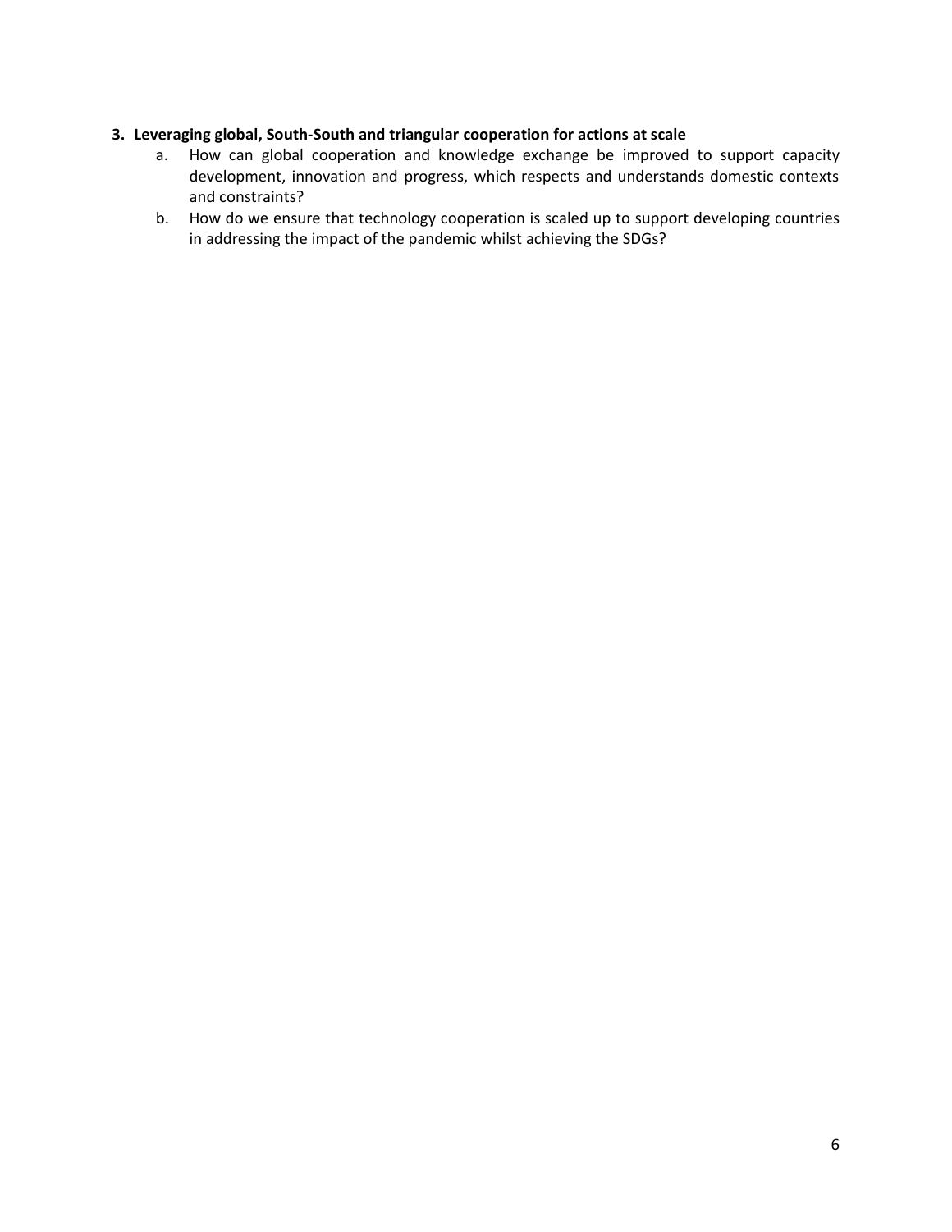3. **Leveraging global, South-South and triangular cooperation for actions at scale**
   a. How can global cooperation and knowledge exchange be improved to support capacity development, innovation and progress, which respects and understands domestic contexts and constraints?
   b. How do we ensure that technology cooperation is scaled up to support developing countries in addressing the impact of the pandemic whilst achieving the SDGs?